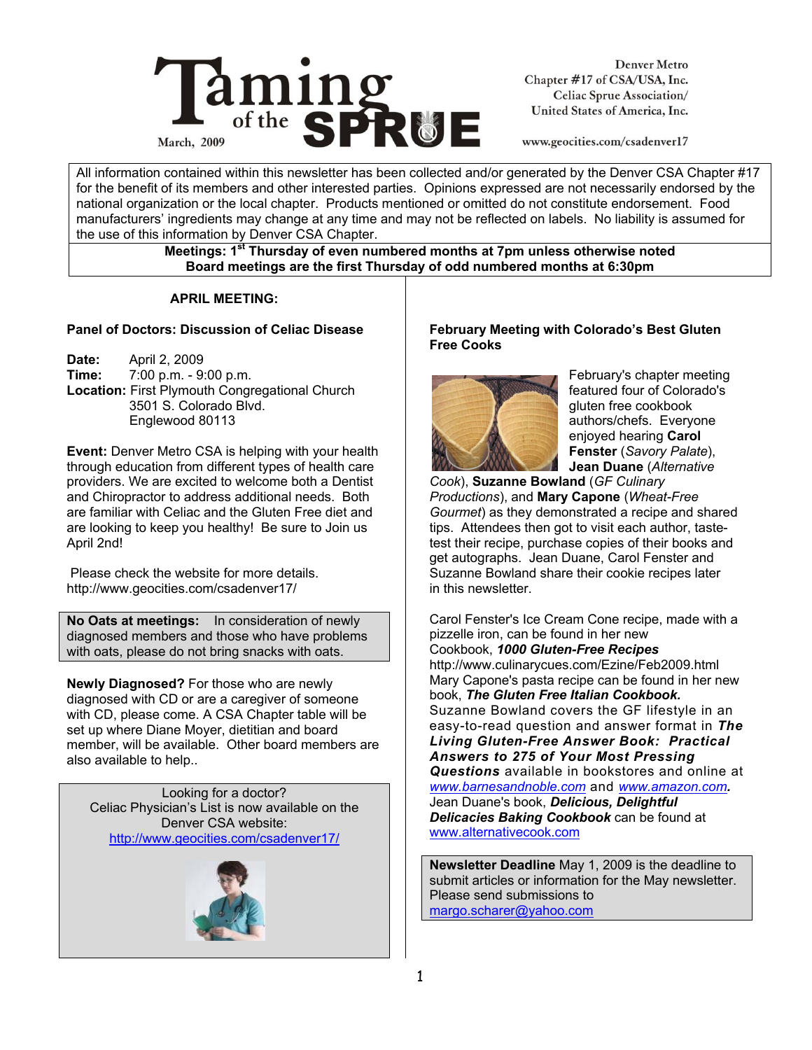# Taming of the SPRUE

March, 2009

Denver Metro
Chapter #17 of CSA/USA, Inc.
Celiac Sprue Association/
United States of America, Inc.

www.geocities.com/csadenver17

All information contained within this newsletter has been collected and/or generated by the Denver CSA Chapter #17 for the benefit of its members and other interested parties. Opinions expressed are not necessarily endorsed by the national organization or the local chapter. Products mentioned or omitted do not constitute endorsement. Food manufacturers' ingredients may change at any time and may not be reflected on labels. No liability is assumed for the use of this information by Denver CSA Chapter.

**Meetings: 1st Thursday of even numbered months at 7pm unless otherwise noted**
**Board meetings are the first Thursday of odd numbered months at 6:30pm**

## APRIL MEETING:

### Panel of Doctors: Discussion of Celiac Disease

**Date:** April 2, 2009
**Time:** 7:00 p.m. - 9:00 p.m.
**Location:** First Plymouth Congregational Church
3501 S. Colorado Blvd.
Englewood 80113

**Event:** Denver Metro CSA is helping with your health through education from different types of health care providers. We are excited to welcome both a Dentist and Chiropractor to address additional needs. Both are familiar with Celiac and the Gluten Free diet and are looking to keep you healthy! Be sure to Join us April 2nd!

Please check the website for more details. http://www.geocities.com/csadenver17/

**No Oats at meetings:** In consideration of newly diagnosed members and those who have problems with oats, please do not bring snacks with oats.

**Newly Diagnosed?** For those who are newly diagnosed with CD or are a caregiver of someone with CD, please come. A CSA Chapter table will be set up where Diane Moyer, dietitian and board member, will be available. Other board members are also available to help..

Looking for a doctor?
Celiac Physician's List is now available on the Denver CSA website:
http://www.geocities.com/csadenver17/

### February Meeting with Colorado's Best Gluten Free Cooks

February's chapter meeting featured four of Colorado's gluten free cookbook authors/chefs. Everyone enjoyed hearing **Carol Fenster** (*Savory Palate*), **Jean Duane** (*Alternative Cook*), **Suzanne Bowland** (*GF Culinary Productions*), and **Mary Capone** (*Wheat-Free Gourmet*) as they demonstrated a recipe and shared tips. Attendees then got to visit each author, taste-test their recipe, purchase copies of their books and get autographs. Jean Duane, Carol Fenster and Suzanne Bowland share their cookie recipes later in this newsletter.

Carol Fenster's Ice Cream Cone recipe, made with a pizzelle iron, can be found in her new Cookbook, ***1000 Gluten-Free Recipes*** http://www.culinarycues.com/Ezine/Feb2009.html
Mary Capone's pasta recipe can be found in her new book, ***The Gluten Free Italian Cookbook.***
Suzanne Bowland covers the GF lifestyle in an easy-to-read question and answer format in ***The Living Gluten-Free Answer Book: Practical Answers to 275 of Your Most Pressing Questions*** available in bookstores and online at *www.barnesandnoble.com* and *www.amazon.com*.
Jean Duane's book, ***Delicious, Delightful Delicacies Baking Cookbook*** can be found at www.alternativecook.com

**Newsletter Deadline** May 1, 2009 is the deadline to submit articles or information for the May newsletter. Please send submissions to margo.scharer@yahoo.com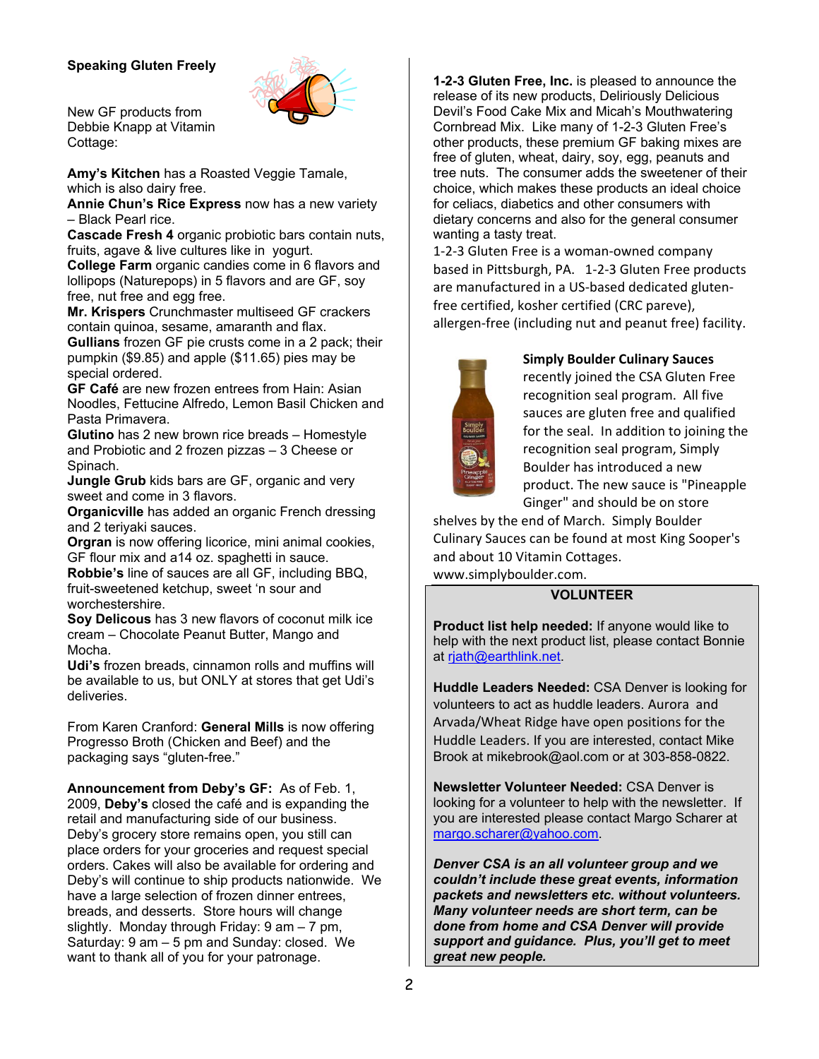**Speaking Gluten Freely**

New GF products from Debbie Knapp at Vitamin Cottage:

**Amy's Kitchen** has a Roasted Veggie Tamale, which is also dairy free.
**Annie Chun's Rice Express** now has a new variety – Black Pearl rice.
**Cascade Fresh 4** organic probiotic bars contain nuts, fruits, agave & live cultures like in yogurt.
**College Farm** organic candies come in 6 flavors and lollipops (Naturepops) in 5 flavors and are GF, soy free, nut free and egg free.
**Mr. Krispers** Crunchmaster multiseed GF crackers contain quinoa, sesame, amaranth and flax.
**Gullians** frozen GF pie crusts come in a 2 pack; their pumpkin ($9.85) and apple ($11.65) pies may be special ordered.
**GF Café** are new frozen entrees from Hain: Asian Noodles, Fettucine Alfredo, Lemon Basil Chicken and Pasta Primavera.
**Glutino** has 2 new brown rice breads – Homestyle and Probiotic and 2 frozen pizzas – 3 Cheese or Spinach.
**Jungle Grub** kids bars are GF, organic and very sweet and come in 3 flavors.
**Organicville** has added an organic French dressing and 2 teriyaki sauces.
**Orgran** is now offering licorice, mini animal cookies, GF flour mix and a14 oz. spaghetti in sauce.
**Robbie's** line of sauces are all GF, including BBQ, fruit-sweetened ketchup, sweet 'n sour and worchestershire.
**Soy Delicous** has 3 new flavors of coconut milk ice cream – Chocolate Peanut Butter, Mango and Mocha.
**Udi's** frozen breads, cinnamon rolls and muffins will be available to us, but ONLY at stores that get Udi's deliveries.

From Karen Cranford: **General Mills** is now offering Progresso Broth (Chicken and Beef) and the packaging says "gluten-free."

**Announcement from Deby's GF:** As of Feb. 1, 2009, **Deby's** closed the café and is expanding the retail and manufacturing side of our business. Deby's grocery store remains open, you still can place orders for your groceries and request special orders. Cakes will also be available for ordering and Deby's will continue to ship products nationwide. We have a large selection of frozen dinner entrees, breads, and desserts. Store hours will change slightly. Monday through Friday: 9 am – 7 pm, Saturday: 9 am – 5 pm and Sunday: closed. We want to thank all of you for your patronage.

**1-2-3 Gluten Free, Inc.** is pleased to announce the release of its new products, Deliriously Delicious Devil's Food Cake Mix and Micah's Mouthwatering Cornbread Mix. Like many of 1-2-3 Gluten Free's other products, these premium GF baking mixes are free of gluten, wheat, dairy, soy, egg, peanuts and tree nuts. The consumer adds the sweetener of their choice, which makes these products an ideal choice for celiacs, diabetics and other consumers with dietary concerns and also for the general consumer wanting a tasty treat.
1-2-3 Gluten Free is a woman-owned company based in Pittsburgh, PA. 1-2-3 Gluten Free products are manufactured in a US-based dedicated gluten-free certified, kosher certified (CRC pareve), allergen-free (including nut and peanut free) facility.

**Simply Boulder Culinary Sauces** recently joined the CSA Gluten Free recognition seal program. All five sauces are gluten free and qualified for the seal. In addition to joining the recognition seal program, Simply Boulder has introduced a new product. The new sauce is "Pineapple Ginger" and should be on store shelves by the end of March. Simply Boulder Culinary Sauces can be found at most King Sooper's and about 10 Vitamin Cottages. www.simplyboulder.com.

**VOLUNTEER**

**Product list help needed:** If anyone would like to help with the next product list, please contact Bonnie at rjath@earthlink.net.

**Huddle Leaders Needed:** CSA Denver is looking for volunteers to act as huddle leaders. Aurora and Arvada/Wheat Ridge have open positions for the Huddle Leaders. If you are interested, contact Mike Brook at mikebrook@aol.com or at 303-858-0822.

**Newsletter Volunteer Needed:** CSA Denver is looking for a volunteer to help with the newsletter. If you are interested please contact Margo Scharer at margo.scharer@yahoo.com.

***Denver CSA is an all volunteer group and we couldn't include these great events, information packets and newsletters etc. without volunteers. Many volunteer needs are short term, can be done from home and CSA Denver will provide support and guidance. Plus, you'll get to meet great new people.***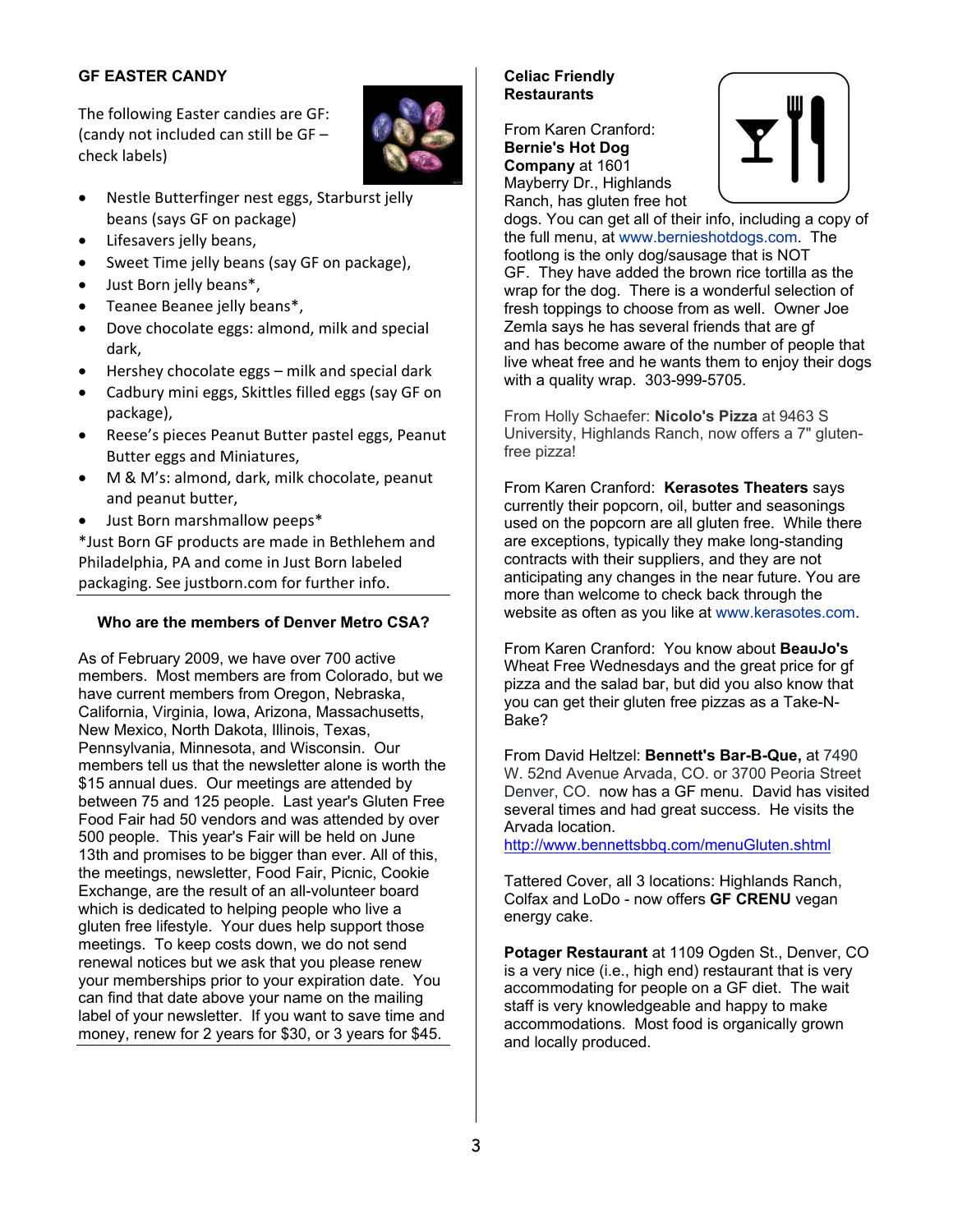## GF EASTER CANDY

The following Easter candies are GF: (candy not included can still be GF – check labels)

- Nestle Butterfinger nest eggs, Starburst jelly beans (says GF on package)
- Lifesavers jelly beans,
- Sweet Time jelly beans (say GF on package),
- Just Born jelly beans*,
- Teanee Beanee jelly beans*,
- Dove chocolate eggs: almond, milk and special dark,
- Hershey chocolate eggs – milk and special dark
- Cadbury mini eggs, Skittles filled eggs (say GF on package),
- Reese's pieces Peanut Butter pastel eggs, Peanut Butter eggs and Miniatures,
- M & M's: almond, dark, milk chocolate, peanut and peanut butter,
- Just Born marshmallow peeps*

*Just Born GF products are made in Bethlehem and Philadelphia, PA and come in Just Born labeled packaging. See justborn.com for further info.

## Who are the members of Denver Metro CSA?

As of February 2009, we have over 700 active members. Most members are from Colorado, but we have current members from Oregon, Nebraska, California, Virginia, Iowa, Arizona, Massachusetts, New Mexico, North Dakota, Illinois, Texas, Pennsylvania, Minnesota, and Wisconsin. Our members tell us that the newsletter alone is worth the $15 annual dues. Our meetings are attended by between 75 and 125 people. Last year's Gluten Free Food Fair had 50 vendors and was attended by over 500 people. This year's Fair will be held on June 13th and promises to be bigger than ever. All of this, the meetings, newsletter, Food Fair, Picnic, Cookie Exchange, are the result of an all-volunteer board which is dedicated to helping people who live a gluten free lifestyle. Your dues help support those meetings. To keep costs down, we do not send renewal notices but we ask that you please renew your memberships prior to your expiration date. You can find that date above your name on the mailing label of your newsletter. If you want to save time and money, renew for 2 years for $30, or 3 years for $45.

## Celiac Friendly Restaurants

From Karen Cranford: **Bernie's Hot Dog Company** at 1601 Mayberry Dr., Highlands Ranch, has gluten free hot dogs. You can get all of their info, including a copy of the full menu, at www.bernieshotdogs.com. The footlong is the only dog/sausage that is NOT GF. They have added the brown rice tortilla as the wrap for the dog. There is a wonderful selection of fresh toppings to choose from as well. Owner Joe Zemla says he has several friends that are gf and has become aware of the number of people that live wheat free and he wants them to enjoy their dogs with a quality wrap. 303-999-5705.

From Holly Schaefer: **Nicolo's Pizza** at 9463 S University, Highlands Ranch, now offers a 7" gluten-free pizza!

From Karen Cranford: **Kerasotes Theaters** says currently their popcorn, oil, butter and seasonings used on the popcorn are all gluten free. While there are exceptions, typically they make long-standing contracts with their suppliers, and they are not anticipating any changes in the near future. You are more than welcome to check back through the website as often as you like at www.kerasotes.com.

From Karen Cranford: You know about **BeauJo's** Wheat Free Wednesdays and the great price for gf pizza and the salad bar, but did you also know that you can get their gluten free pizzas as a Take-N-Bake?

From David Heltzel: **Bennett's Bar-B-Que,** at 7490 W. 52nd Avenue Arvada, CO. or 3700 Peoria Street Denver, CO. now has a GF menu. David has visited several times and had great success. He visits the Arvada location.
http://www.bennettsbbq.com/menuGluten.shtml

Tattered Cover, all 3 locations: Highlands Ranch, Colfax and LoDo - now offers **GF CRENU** vegan energy cake.

**Potager Restaurant** at 1109 Ogden St., Denver, CO is a very nice (i.e., high end) restaurant that is very accommodating for people on a GF diet. The wait staff is very knowledgeable and happy to make accommodations. Most food is organically grown and locally produced.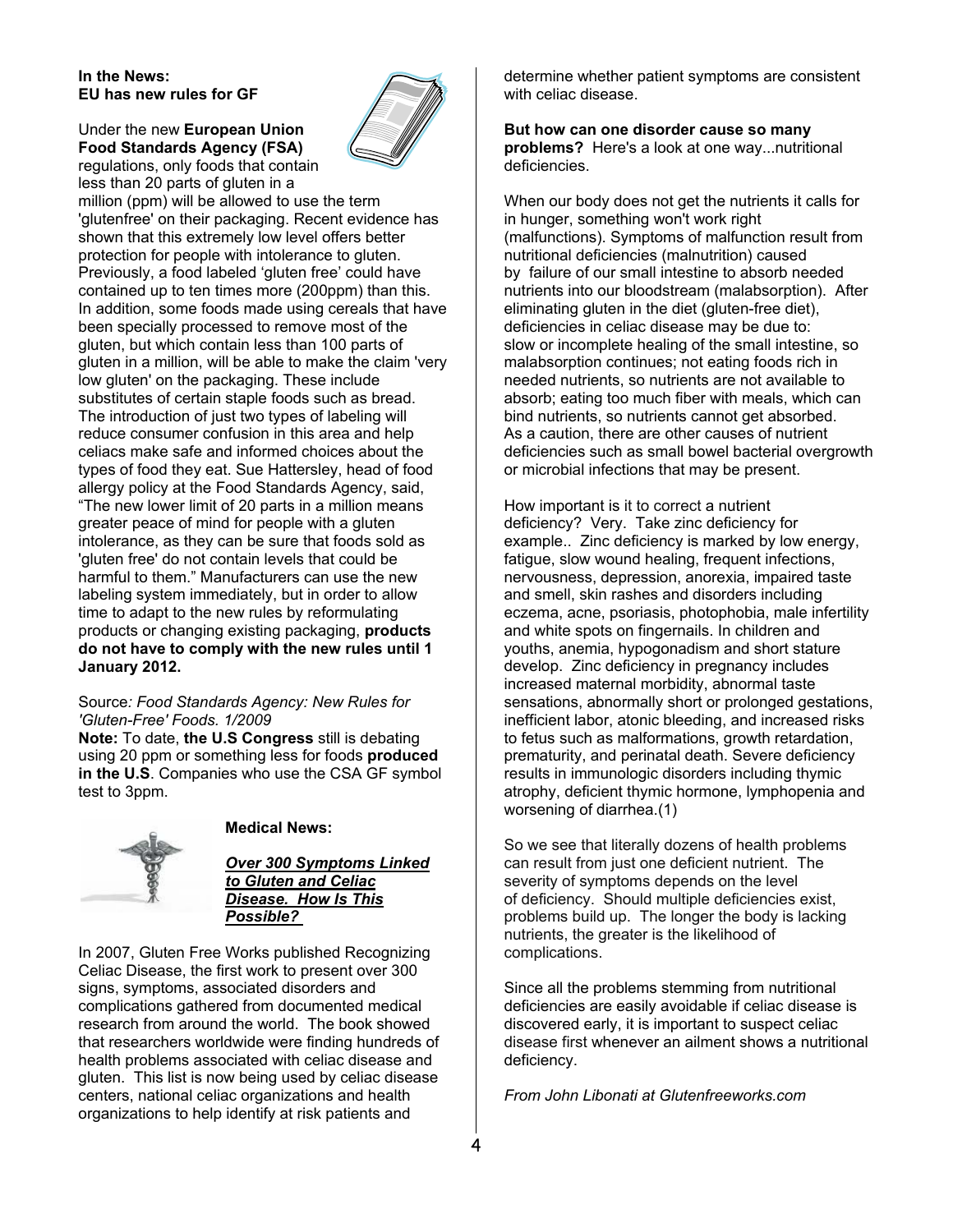**In the News:**
**EU has new rules for GF**

Under the new **European Union Food Standards Agency (FSA)** regulations, only foods that contain less than 20 parts of gluten in a million (ppm) will be allowed to use the term 'glutenfree' on their packaging. Recent evidence has shown that this extremely low level offers better protection for people with intolerance to gluten. Previously, a food labeled 'gluten free' could have contained up to ten times more (200ppm) than this. In addition, some foods made using cereals that have been specially processed to remove most of the gluten, but which contain less than 100 parts of gluten in a million, will be able to make the claim 'very low gluten' on the packaging. These include substitutes of certain staple foods such as bread. The introduction of just two types of labeling will reduce consumer confusion in this area and help celiacs make safe and informed choices about the types of food they eat. Sue Hattersley, head of food allergy policy at the Food Standards Agency, said, "The new lower limit of 20 parts in a million means greater peace of mind for people with a gluten intolerance, as they can be sure that foods sold as 'gluten free' do not contain levels that could be harmful to them." Manufacturers can use the new labeling system immediately, but in order to allow time to adapt to the new rules by reformulating products or changing existing packaging, **products do not have to comply with the new rules until 1 January 2012.**

Source*: Food Standards Agency: New Rules for 'Gluten-Free' Foods. 1/2009*

**Note:** To date, **the U.S Congress** still is debating using 20 ppm or something less for foods **produced in the U.S**. Companies who use the CSA GF symbol test to 3ppm.

**Medical News:**

***Over 300 Symptoms Linked to Gluten and Celiac Disease. How Is This Possible?***

In 2007, Gluten Free Works published Recognizing Celiac Disease, the first work to present over 300 signs, symptoms, associated disorders and complications gathered from documented medical research from around the world. The book showed that researchers worldwide were finding hundreds of health problems associated with celiac disease and gluten. This list is now being used by celiac disease centers, national celiac organizations and health organizations to help identify at risk patients and determine whether patient symptoms are consistent with celiac disease.

**But how can one disorder cause so many problems?** Here's a look at one way...nutritional deficiencies.

When our body does not get the nutrients it calls for in hunger, something won't work right (malfunctions). Symptoms of malfunction result from nutritional deficiencies (malnutrition) caused by failure of our small intestine to absorb needed nutrients into our bloodstream (malabsorption). After eliminating gluten in the diet (gluten-free diet), deficiencies in celiac disease may be due to: slow or incomplete healing of the small intestine, so malabsorption continues; not eating foods rich in needed nutrients, so nutrients are not available to absorb; eating too much fiber with meals, which can bind nutrients, so nutrients cannot get absorbed. As a caution, there are other causes of nutrient deficiencies such as small bowel bacterial overgrowth or microbial infections that may be present.

How important is it to correct a nutrient deficiency? Very. Take zinc deficiency for example.. Zinc deficiency is marked by low energy, fatigue, slow wound healing, frequent infections, nervousness, depression, anorexia, impaired taste and smell, skin rashes and disorders including eczema, acne, psoriasis, photophobia, male infertility and white spots on fingernails. In children and youths, anemia, hypogonadism and short stature develop. Zinc deficiency in pregnancy includes increased maternal morbidity, abnormal taste sensations, abnormally short or prolonged gestations, inefficient labor, atonic bleeding, and increased risks to fetus such as malformations, growth retardation, prematurity, and perinatal death. Severe deficiency results in immunologic disorders including thymic atrophy, deficient thymic hormone, lymphopenia and worsening of diarrhea.(1)

So we see that literally dozens of health problems can result from just one deficient nutrient. The severity of symptoms depends on the level of deficiency. Should multiple deficiencies exist, problems build up. The longer the body is lacking nutrients, the greater is the likelihood of complications.

Since all the problems stemming from nutritional deficiencies are easily avoidable if celiac disease is discovered early, it is important to suspect celiac disease first whenever an ailment shows a nutritional deficiency.

*From John Libonati at Glutenfreeworks.com*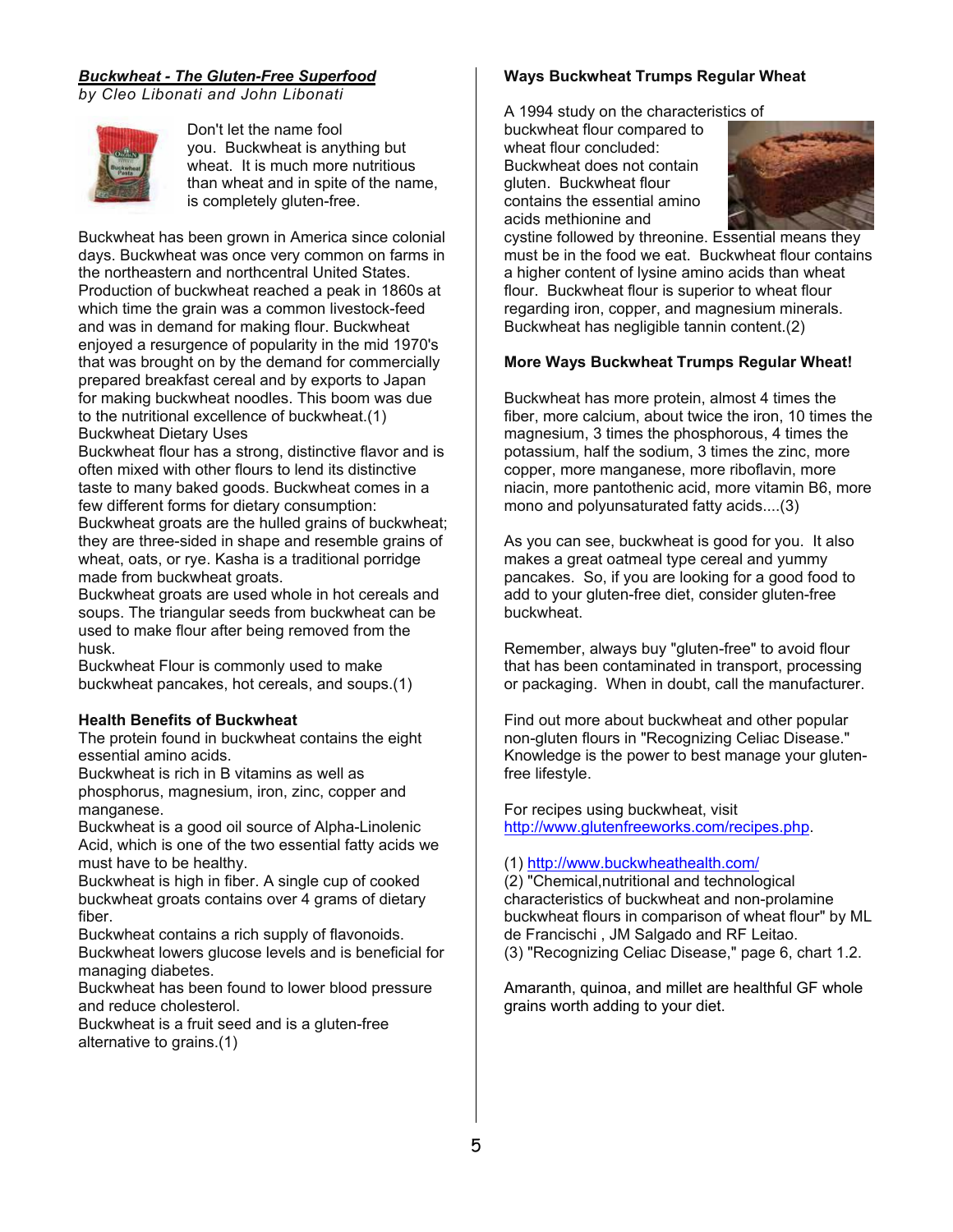## ***Buckwheat - The Gluten-Free Superfood***

*by Cleo Libonati and John Libonati*

Don't let the name fool you. Buckwheat is anything but wheat. It is much more nutritious than wheat and in spite of the name, is completely gluten-free.

Buckwheat has been grown in America since colonial days. Buckwheat was once very common on farms in the northeastern and northcentral United States. Production of buckwheat reached a peak in 1860s at which time the grain was a common livestock-feed and was in demand for making flour. Buckwheat enjoyed a resurgence of popularity in the mid 1970's that was brought on by the demand for commercially prepared breakfast cereal and by exports to Japan for making buckwheat noodles. This boom was due to the nutritional excellence of buckwheat.(1)

Buckwheat Dietary Uses

Buckwheat flour has a strong, distinctive flavor and is often mixed with other flours to lend its distinctive taste to many baked goods. Buckwheat comes in a few different forms for dietary consumption:

Buckwheat groats are the hulled grains of buckwheat; they are three-sided in shape and resemble grains of wheat, oats, or rye. Kasha is a traditional porridge made from buckwheat groats.

Buckwheat groats are used whole in hot cereals and soups. The triangular seeds from buckwheat can be used to make flour after being removed from the husk.

Buckwheat Flour is commonly used to make buckwheat pancakes, hot cereals, and soups.(1)

### Health Benefits of Buckwheat

The protein found in buckwheat contains the eight essential amino acids.

Buckwheat is rich in B vitamins as well as phosphorus, magnesium, iron, zinc, copper and manganese.

Buckwheat is a good oil source of Alpha-Linolenic Acid, which is one of the two essential fatty acids we must have to be healthy.

Buckwheat is high in fiber. A single cup of cooked buckwheat groats contains over 4 grams of dietary fiber.

Buckwheat contains a rich supply of flavonoids.

Buckwheat lowers glucose levels and is beneficial for managing diabetes.

Buckwheat has been found to lower blood pressure and reduce cholesterol.

Buckwheat is a fruit seed and is a gluten-free alternative to grains.(1)

### Ways Buckwheat Trumps Regular Wheat

A 1994 study on the characteristics of buckwheat flour compared to wheat flour concluded: Buckwheat does not contain gluten. Buckwheat flour contains the essential amino acids methionine and cystine followed by threonine. Essential means they must be in the food we eat. Buckwheat flour contains a higher content of lysine amino acids than wheat flour. Buckwheat flour is superior to wheat flour regarding iron, copper, and magnesium minerals. Buckwheat has negligible tannin content.(2)

### More Ways Buckwheat Trumps Regular Wheat!

Buckwheat has more protein, almost 4 times the fiber, more calcium, about twice the iron, 10 times the magnesium, 3 times the phosphorous, 4 times the potassium, half the sodium, 3 times the zinc, more copper, more manganese, more riboflavin, more niacin, more pantothenic acid, more vitamin B6, more mono and polyunsaturated fatty acids....(3)

As you can see, buckwheat is good for you. It also makes a great oatmeal type cereal and yummy pancakes. So, if you are looking for a good food to add to your gluten-free diet, consider gluten-free buckwheat.

Remember, always buy "gluten-free" to avoid flour that has been contaminated in transport, processing or packaging. When in doubt, call the manufacturer.

Find out more about buckwheat and other popular non-gluten flours in "Recognizing Celiac Disease." Knowledge is the power to best manage your gluten-free lifestyle.

For recipes using buckwheat, visit http://www.glutenfreeworks.com/recipes.php.

(1) http://www.buckwheathealth.com/

(2) "Chemical,nutritional and technological characteristics of buckwheat and non-prolamine buckwheat flours in comparison of wheat flour" by ML de Francischi , JM Salgado and RF Leitao.

(3) "Recognizing Celiac Disease," page 6, chart 1.2.

Amaranth, quinoa, and millet are healthful GF whole grains worth adding to your diet.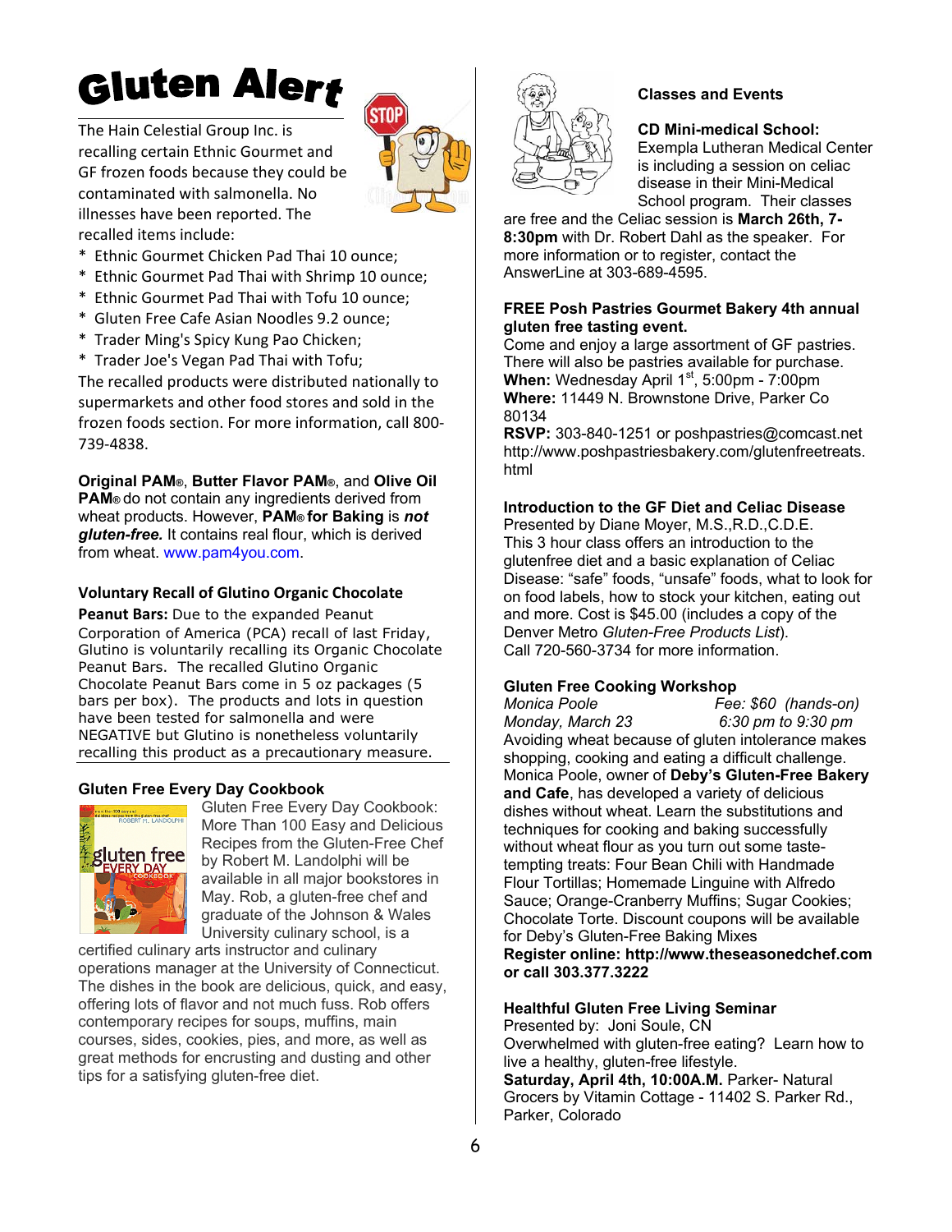# Gluten Alert

The Hain Celestial Group Inc. is recalling certain Ethnic Gourmet and GF frozen foods because they could be contaminated with salmonella. No illnesses have been reported. The recalled items include:

* Ethnic Gourmet Chicken Pad Thai 10 ounce;
* Ethnic Gourmet Pad Thai with Shrimp 10 ounce;
* Ethnic Gourmet Pad Thai with Tofu 10 ounce;
* Gluten Free Cafe Asian Noodles 9.2 ounce;
* Trader Ming's Spicy Kung Pao Chicken;
* Trader Joe's Vegan Pad Thai with Tofu;

The recalled products were distributed nationally to supermarkets and other food stores and sold in the frozen foods section. For more information, call 800-739-4838.

**Original PAM®**, **Butter Flavor PAM®**, and **Olive Oil PAM®** do not contain any ingredients derived from wheat products. However, **PAM® for Baking** is ***not gluten-free.*** It contains real flour, which is derived from wheat. www.pam4you.com.

### Voluntary Recall of Glutino Organic Chocolate

**Peanut Bars:** Due to the expanded Peanut Corporation of America (PCA) recall of last Friday, Glutino is voluntarily recalling its Organic Chocolate Peanut Bars. The recalled Glutino Organic Chocolate Peanut Bars come in 5 oz packages (5 bars per box). The products and lots in question have been tested for salmonella and were NEGATIVE but Glutino is nonetheless voluntarily recalling this product as a precautionary measure.

### Gluten Free Every Day Cookbook

Gluten Free Every Day Cookbook: More Than 100 Easy and Delicious Recipes from the Gluten-Free Chef by Robert M. Landolphi will be available in all major bookstores in May. Rob, a gluten-free chef and graduate of the Johnson & Wales University culinary school, is a certified culinary arts instructor and culinary operations manager at the University of Connecticut. The dishes in the book are delicious, quick, and easy, offering lots of flavor and not much fuss. Rob offers contemporary recipes for soups, muffins, main courses, sides, cookies, pies, and more, as well as great methods for encrusting and dusting and other tips for a satisfying gluten-free diet.

### Classes and Events

**CD Mini-medical School:** Exempla Lutheran Medical Center is including a session on celiac disease in their Mini-Medical School program. Their classes are free and the Celiac session is **March 26th, 7-8:30pm** with Dr. Robert Dahl as the speaker. For more information or to register, contact the AnswerLine at 303-689-4595.

**FREE Posh Pastries Gourmet Bakery 4th annual gluten free tasting event.**
Come and enjoy a large assortment of GF pastries. There will also be pastries available for purchase.
**When:** Wednesday April 1st, 5:00pm - 7:00pm
**Where:** 11449 N. Brownstone Drive, Parker Co 80134
**RSVP:** 303-840-1251 or poshpastries@comcast.net
http://www.poshpastriesbakery.com/glutenfreetreats.html

**Introduction to the GF Diet and Celiac Disease**
Presented by Diane Moyer, M.S.,R.D.,C.D.E.
This 3 hour class offers an introduction to the glutenfree diet and a basic explanation of Celiac Disease: "safe" foods, "unsafe" foods, what to look for on food labels, how to stock your kitchen, eating out and more. Cost is $45.00 (includes a copy of the Denver Metro *Gluten-Free Products List*).
Call 720-560-3734 for more information.

**Gluten Free Cooking Workshop**
*Monica Poole* — *Fee: $60 (hands-on)*
*Monday, March 23* — *6:30 pm to 9:30 pm*
Avoiding wheat because of gluten intolerance makes shopping, cooking and eating a difficult challenge. Monica Poole, owner of **Deby's Gluten-Free Bakery and Cafe**, has developed a variety of delicious dishes without wheat. Learn the substitutions and techniques for cooking and baking successfully without wheat flour as you turn out some taste-tempting treats: Four Bean Chili with Handmade Flour Tortillas; Homemade Linguine with Alfredo Sauce; Orange-Cranberry Muffins; Sugar Cookies; Chocolate Torte. Discount coupons will be available for Deby's Gluten-Free Baking Mixes
**Register online: http://www.theseasonedchef.com or call 303.377.3222**

**Healthful Gluten Free Living Seminar**
Presented by: Joni Soule, CN
Overwhelmed with gluten-free eating? Learn how to live a healthy, gluten-free lifestyle.
**Saturday, April 4th, 10:00A.M.** Parker- Natural Grocers by Vitamin Cottage - 11402 S. Parker Rd., Parker, Colorado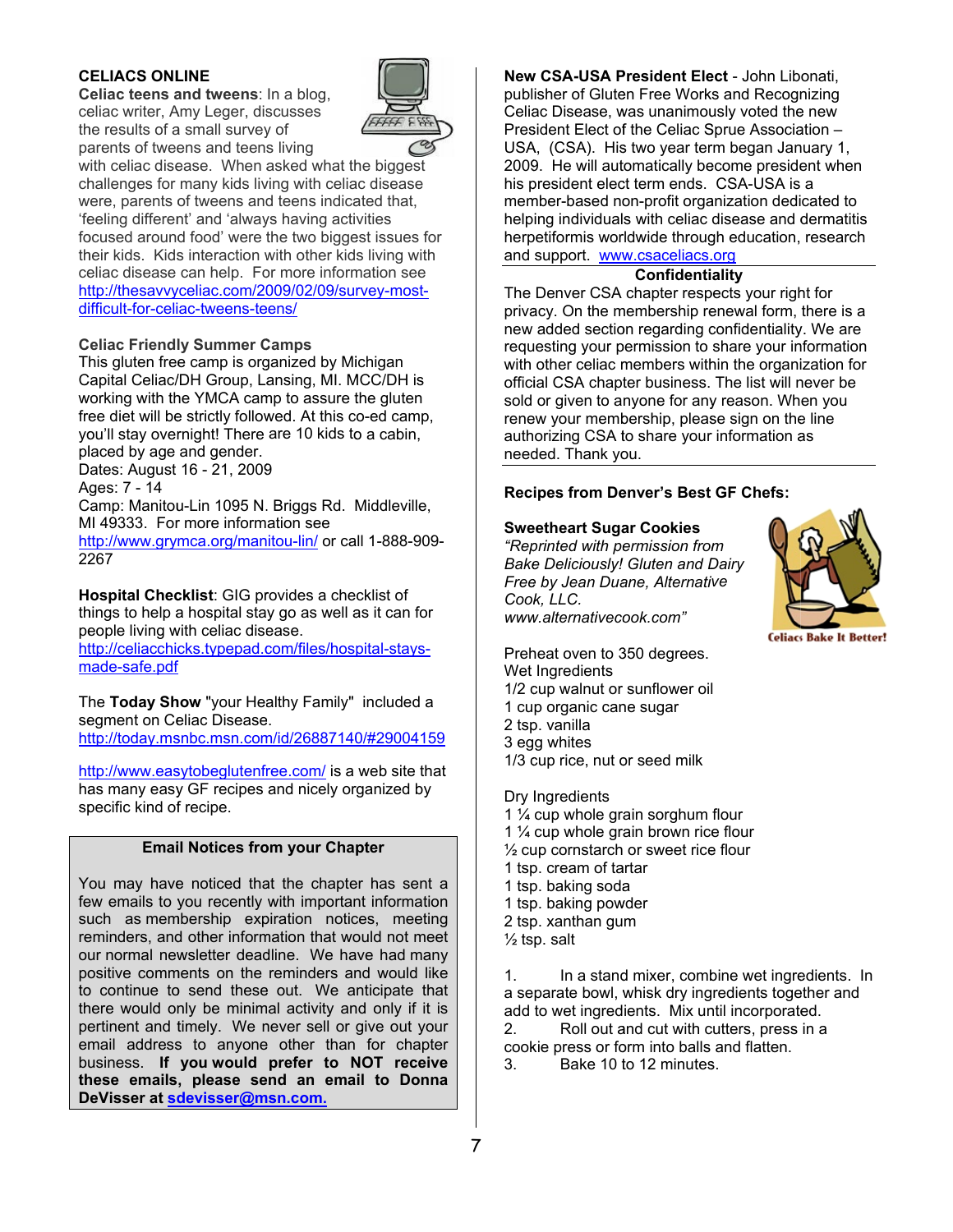## CELIACS ONLINE

**Celiac teens and tweens**: In a blog, celiac writer, Amy Leger, discusses the results of a small survey of parents of tweens and teens living with celiac disease. When asked what the biggest challenges for many kids living with celiac disease were, parents of tweens and teens indicated that, 'feeling different' and 'always having activities focused around food' were the two biggest issues for their kids. Kids interaction with other kids living with celiac disease can help. For more information see http://thesavvyceliac.com/2009/02/09/survey-most-difficult-for-celiac-tweens-teens/

**Celiac Friendly Summer Camps**

This gluten free camp is organized by Michigan Capital Celiac/DH Group, Lansing, MI. MCC/DH is working with the YMCA camp to assure the gluten free diet will be strictly followed. At this co-ed camp, you'll stay overnight! There are 10 kids to a cabin, placed by age and gender.

Dates: August 16 - 21, 2009

Ages: 7 - 14

Camp: Manitou-Lin 1095 N. Briggs Rd. Middleville, MI 49333. For more information see http://www.grymca.org/manitou-lin/ or call 1-888-909-2267

**Hospital Checklist**: GIG provides a checklist of things to help a hospital stay go as well as it can for people living with celiac disease. http://celiacchicks.typepad.com/files/hospital-stays-made-safe.pdf

The **Today Show** "your Healthy Family" included a segment on Celiac Disease. http://today.msnbc.msn.com/id/26887140/#29004159

http://www.easytobeglutenfree.com/ is a web site that has many easy GF recipes and nicely organized by specific kind of recipe.

### Email Notices from your Chapter

You may have noticed that the chapter has sent a few emails to you recently with important information such as membership expiration notices, meeting reminders, and other information that would not meet our normal newsletter deadline. We have had many positive comments on the reminders and would like to continue to send these out. We anticipate that there would only be minimal activity and only if it is pertinent and timely. We never sell or give out your email address to anyone other than for chapter business. **If you would prefer to NOT receive these emails, please send an email to Donna DeVisser at sdevisser@msn.com.**

**New CSA-USA President Elect** - John Libonati, publisher of Gluten Free Works and Recognizing Celiac Disease, was unanimously voted the new President Elect of the Celiac Sprue Association – USA, (CSA). His two year term began January 1, 2009. He will automatically become president when his president elect term ends. CSA-USA is a member-based non-profit organization dedicated to helping individuals with celiac disease and dermatitis herpetiformis worldwide through education, research and support. www.csaceliacs.org

### Confidentiality

The Denver CSA chapter respects your right for privacy. On the membership renewal form, there is a new added section regarding confidentiality. We are requesting your permission to share your information with other celiac members within the organization for official CSA chapter business. The list will never be sold or given to anyone for any reason. When you renew your membership, please sign on the line authorizing CSA to share your information as needed. Thank you.

### Recipes from Denver's Best GF Chefs:

**Sweetheart Sugar Cookies**

*"Reprinted with permission from Bake Deliciously! Gluten and Dairy Free by Jean Duane, Alternative Cook, LLC. www.alternativecook.com"*

Celiacs Bake It Better!

Preheat oven to 350 degrees.

Wet Ingredients
1/2 cup walnut or sunflower oil
1 cup organic cane sugar
2 tsp. vanilla
3 egg whites
1/3 cup rice, nut or seed milk

Dry Ingredients
1 ¼ cup whole grain sorghum flour
1 ¼ cup whole grain brown rice flour
½ cup cornstarch or sweet rice flour
1 tsp. cream of tartar
1 tsp. baking soda
1 tsp. baking powder
2 tsp. xanthan gum
½ tsp. salt

1. In a stand mixer, combine wet ingredients. In a separate bowl, whisk dry ingredients together and add to wet ingredients. Mix until incorporated.
2. Roll out and cut with cutters, press in a cookie press or form into balls and flatten.
3. Bake 10 to 12 minutes.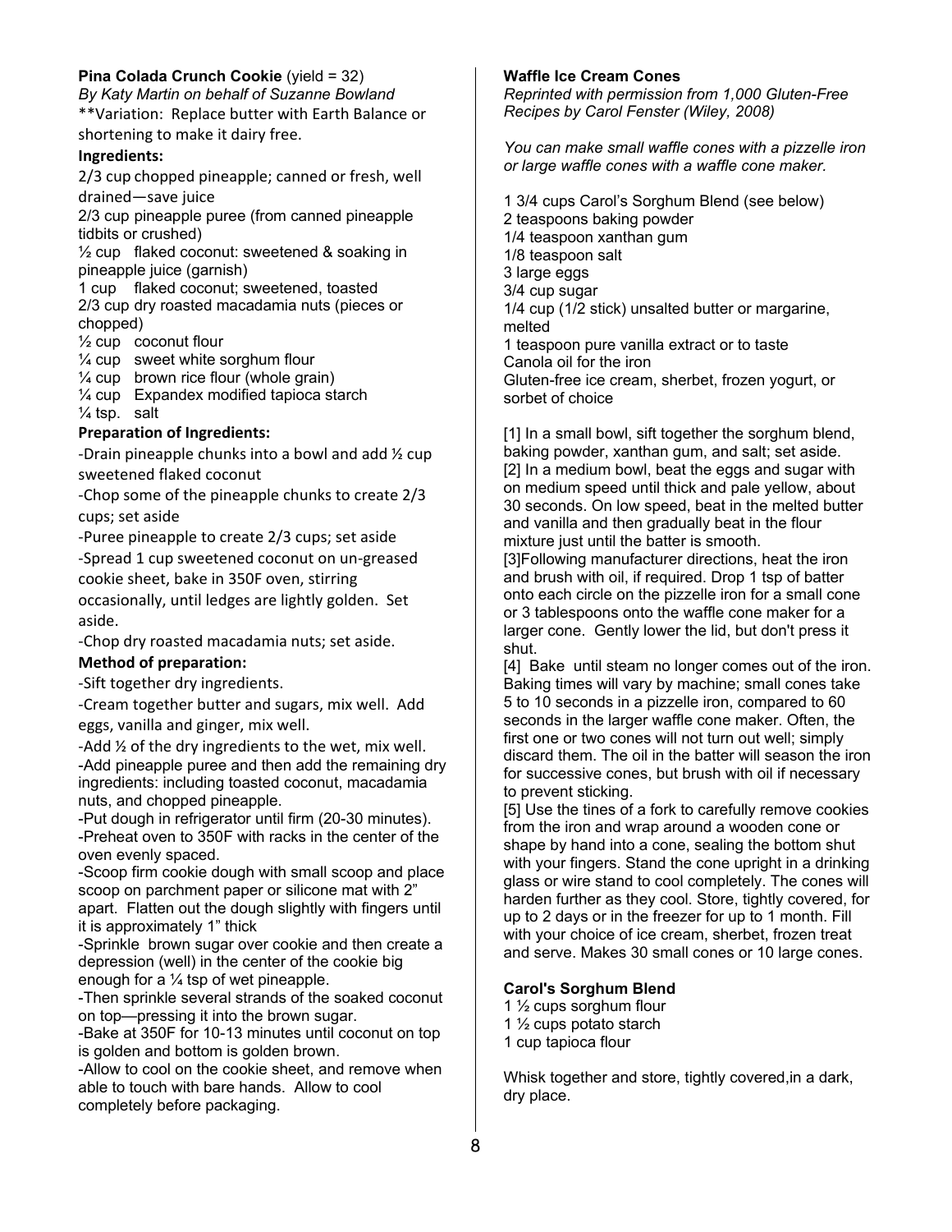**Pina Colada Crunch Cookie** (yield = 32)

*By Katy Martin on behalf of Suzanne Bowland*

**Variation: Replace butter with Earth Balance or shortening to make it dairy free.

**Ingredients:**

2/3 cup chopped pineapple; canned or fresh, well drained—save juice
2/3 cup pineapple puree (from canned pineapple tidbits or crushed)
½ cup flaked coconut: sweetened & soaking in pineapple juice (garnish)
1 cup flaked coconut; sweetened, toasted
2/3 cup dry roasted macadamia nuts (pieces or chopped)
½ cup coconut flour
¼ cup sweet white sorghum flour
¼ cup brown rice flour (whole grain)
¼ cup Expandex modified tapioca starch
¼ tsp. salt

**Preparation of Ingredients:**

-Drain pineapple chunks into a bowl and add ½ cup sweetened flaked coconut

-Chop some of the pineapple chunks to create 2/3 cups; set aside

-Puree pineapple to create 2/3 cups; set aside

-Spread 1 cup sweetened coconut on un-greased cookie sheet, bake in 350F oven, stirring occasionally, until ledges are lightly golden. Set aside.

-Chop dry roasted macadamia nuts; set aside.

**Method of preparation:**

-Sift together dry ingredients.

-Cream together butter and sugars, mix well. Add eggs, vanilla and ginger, mix well.

-Add ½ of the dry ingredients to the wet, mix well.

-Add pineapple puree and then add the remaining dry ingredients: including toasted coconut, macadamia nuts, and chopped pineapple.

-Put dough in refrigerator until firm (20-30 minutes).

-Preheat oven to 350F with racks in the center of the oven evenly spaced.

-Scoop firm cookie dough with small scoop and place scoop on parchment paper or silicone mat with 2" apart. Flatten out the dough slightly with fingers until it is approximately 1" thick

-Sprinkle brown sugar over cookie and then create a depression (well) in the center of the cookie big enough for a ¼ tsp of wet pineapple.

-Then sprinkle several strands of the soaked coconut on top—pressing it into the brown sugar.

-Bake at 350F for 10-13 minutes until coconut on top is golden and bottom is golden brown.

-Allow to cool on the cookie sheet, and remove when able to touch with bare hands. Allow to cool completely before packaging.

**Waffle Ice Cream Cones**

*Reprinted with permission from 1,000 Gluten-Free Recipes by Carol Fenster (Wiley, 2008)*

*You can make small waffle cones with a pizzelle iron or large waffle cones with a waffle cone maker.*

1 3/4 cups Carol's Sorghum Blend (see below)
2 teaspoons baking powder
1/4 teaspoon xanthan gum
1/8 teaspoon salt
3 large eggs
3/4 cup sugar
1/4 cup (1/2 stick) unsalted butter or margarine, melted
1 teaspoon pure vanilla extract or to taste
Canola oil for the iron
Gluten-free ice cream, sherbet, frozen yogurt, or sorbet of choice

[1] In a small bowl, sift together the sorghum blend, baking powder, xanthan gum, and salt; set aside.
[2] In a medium bowl, beat the eggs and sugar with on medium speed until thick and pale yellow, about 30 seconds. On low speed, beat in the melted butter and vanilla and then gradually beat in the flour mixture just until the batter is smooth.
[3]Following manufacturer directions, heat the iron and brush with oil, if required. Drop 1 tsp of batter onto each circle on the pizzelle iron for a small cone or 3 tablespoons onto the waffle cone maker for a larger cone. Gently lower the lid, but don't press it shut.
[4] Bake until steam no longer comes out of the iron. Baking times will vary by machine; small cones take 5 to 10 seconds in a pizzelle iron, compared to 60 seconds in the larger waffle cone maker. Often, the first one or two cones will not turn out well; simply discard them. The oil in the batter will season the iron for successive cones, but brush with oil if necessary to prevent sticking.
[5] Use the tines of a fork to carefully remove cookies from the iron and wrap around a wooden cone or shape by hand into a cone, sealing the bottom shut with your fingers. Stand the cone upright in a drinking glass or wire stand to cool completely. The cones will harden further as they cool. Store, tightly covered, for up to 2 days or in the freezer for up to 1 month. Fill with your choice of ice cream, sherbet, frozen treat and serve. Makes 30 small cones or 10 large cones.

**Carol's Sorghum Blend**

1 ½ cups sorghum flour
1 ½ cups potato starch
1 cup tapioca flour

Whisk together and store, tightly covered,in a dark, dry place.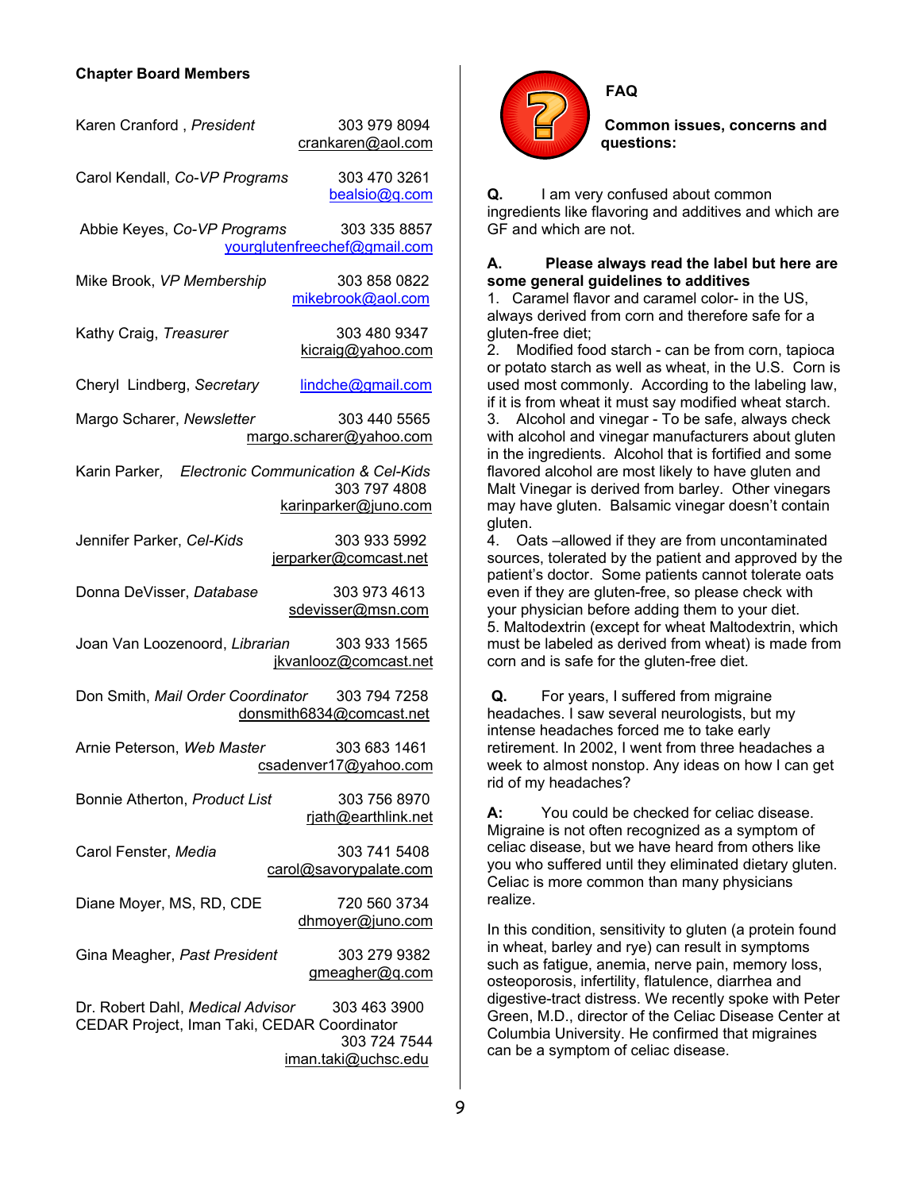**Chapter Board Members**

Karen Cranford , *President* 303 979 8094
crankaren@aol.com

Carol Kendall, *Co-VP Programs* 303 470 3261
bealsio@q.com

Abbie Keyes, *Co-VP Programs* 303 335 8857
yourglutenfreechef@gmail.com

Mike Brook, *VP Membership* 303 858 0822
mikebrook@aol.com

Kathy Craig, *Treasurer* 303 480 9347
kicraig@yahoo.com

Cheryl Lindberg, *Secretary* lindche@gmail.com

Margo Scharer, *Newsletter* 303 440 5565
margo.scharer@yahoo.com

Karin Parker, *Electronic Communication & Cel-Kids* 303 797 4808
karinparker@juno.com

Jennifer Parker, *Cel-Kids* 303 933 5992
jerparker@comcast.net

Donna DeVisser, *Database* 303 973 4613
sdevisser@msn.com

Joan Van Loozenoord, *Librarian* 303 933 1565
jkvanlooz@comcast.net

Don Smith, *Mail Order Coordinator* 303 794 7258
donsmith6834@comcast.net

Arnie Peterson, *Web Master* 303 683 1461
csadenver17@yahoo.com

Bonnie Atherton, *Product List* 303 756 8970
rjath@earthlink.net

Carol Fenster, *Media* 303 741 5408
carol@savorypalate.com

Diane Moyer, MS, RD, CDE 720 560 3734
dhmoyer@juno.com

Gina Meagher, *Past President* 303 279 9382
gmeagher@q.com

Dr. Robert Dahl, *Medical Advisor* 303 463 3900
CEDAR Project, Iman Taki, CEDAR Coordinator 303 724 7544
iman.taki@uchsc.edu

**FAQ**

**Common issues, concerns and questions:**

**Q.** I am very confused about common ingredients like flavoring and additives and which are GF and which are not.

**A. Please always read the label but here are some general guidelines to additives**

1. Caramel flavor and caramel color- in the US, always derived from corn and therefore safe for a gluten-free diet;
2. Modified food starch - can be from corn, tapioca or potato starch as well as wheat, in the U.S. Corn is used most commonly. According to the labeling law, if it is from wheat it must say modified wheat starch.
3. Alcohol and vinegar - To be safe, always check with alcohol and vinegar manufacturers about gluten in the ingredients. Alcohol that is fortified and some flavored alcohol are most likely to have gluten and Malt Vinegar is derived from barley. Other vinegars may have gluten. Balsamic vinegar doesn't contain gluten.
4. Oats –allowed if they are from uncontaminated sources, tolerated by the patient and approved by the patient's doctor. Some patients cannot tolerate oats even if they are gluten-free, so please check with your physician before adding them to your diet.
5. Maltodextrin (except for wheat Maltodextrin, which must be labeled as derived from wheat) is made from corn and is safe for the gluten-free diet.

**Q.** For years, I suffered from migraine headaches. I saw several neurologists, but my intense headaches forced me to take early retirement. In 2002, I went from three headaches a week to almost nonstop. Any ideas on how I can get rid of my headaches?

**A:** You could be checked for celiac disease. Migraine is not often recognized as a symptom of celiac disease, but we have heard from others like you who suffered until they eliminated dietary gluten. Celiac is more common than many physicians realize.

In this condition, sensitivity to gluten (a protein found in wheat, barley and rye) can result in symptoms such as fatigue, anemia, nerve pain, memory loss, osteoporosis, infertility, flatulence, diarrhea and digestive-tract distress. We recently spoke with Peter Green, M.D., director of the Celiac Disease Center at Columbia University. He confirmed that migraines can be a symptom of celiac disease.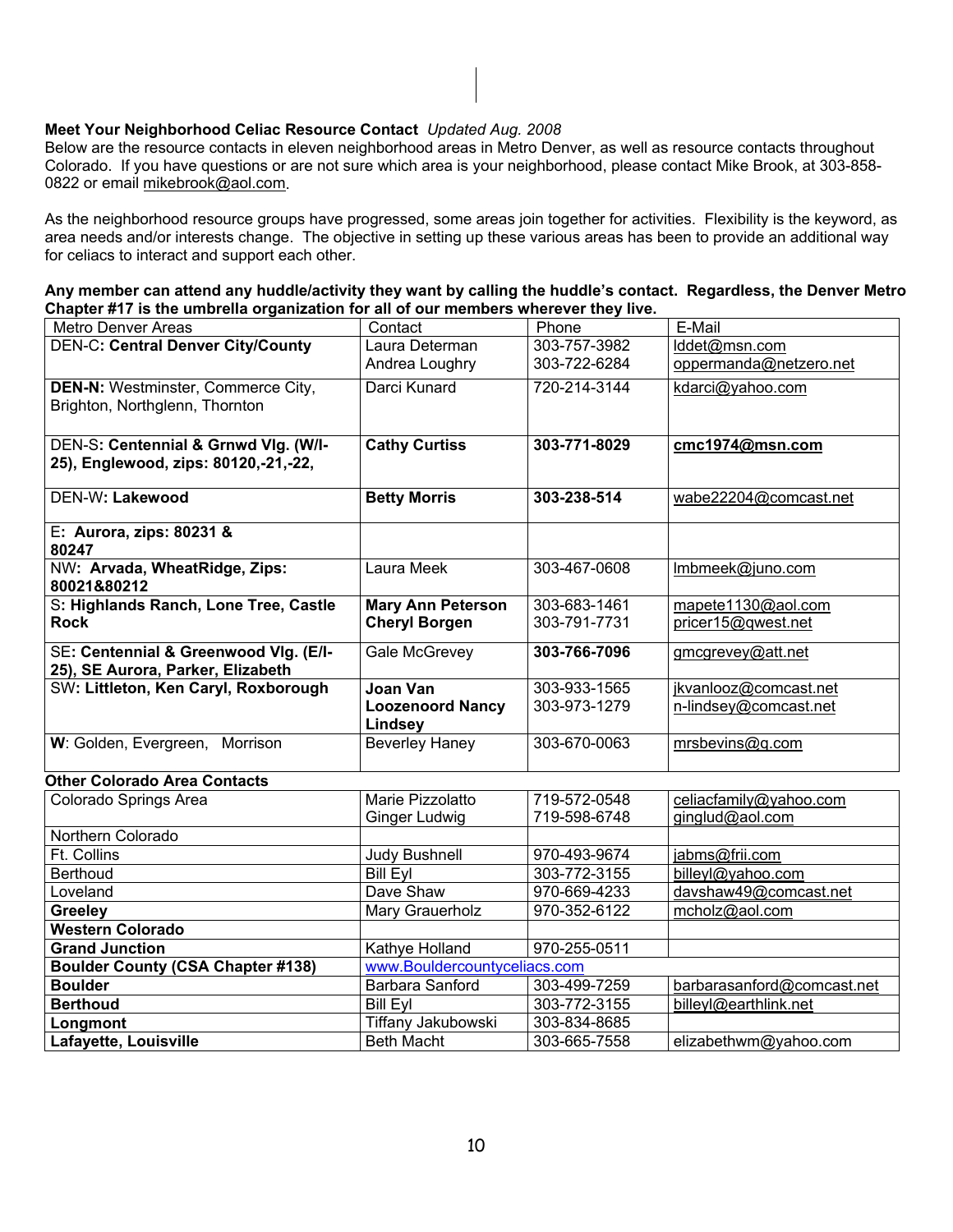**Meet Your Neighborhood Celiac Resource Contact** *Updated Aug. 2008*

Below are the resource contacts in eleven neighborhood areas in Metro Denver, as well as resource contacts throughout Colorado. If you have questions or are not sure which area is your neighborhood, please contact Mike Brook, at 303-858-0822 or email mikebrook@aol.com.

As the neighborhood resource groups have progressed, some areas join together for activities. Flexibility is the keyword, as area needs and/or interests change. The objective in setting up these various areas has been to provide an additional way for celiacs to interact and support each other.

**Any member can attend any huddle/activity they want by calling the huddle's contact. Regardless, the Denver Metro Chapter #17 is the umbrella organization for all of our members wherever they live.**

| Metro Denver Areas | Contact | Phone | E-Mail |
|---|---|---|---|
| DEN-C**: Central Denver City/County** | Laura Determan<br>Andrea Loughry | 303-757-3982<br>303-722-6284 | lddet@msn.com<br>oppermanda@netzero.net |
| **DEN-N:** Westminster, Commerce City, Brighton, Northglenn, Thornton | Darci Kunard | 720-214-3144 | kdarci@yahoo.com |
| DEN-S**: Centennial & Grnwd Vlg. (W/I-25), Englewood, zips: 80120,-21,-22,** | **Cathy Curtiss** | **303-771-8029** | **cmc1974@msn.com** |
| DEN-W**: Lakewood** | **Betty Morris** | **303-238-514** | wabe22204@comcast.net |
| E**: Aurora, zips: 80231 & 80247** | | | |
| NW**: Arvada, WheatRidge, Zips: 80021&80212** | Laura Meek | 303-467-0608 | lmbmeek@juno.com |
| S**: Highlands Ranch, Lone Tree, Castle Rock** | **Mary Ann Peterson**<br>**Cheryl Borgen** | 303-683-1461<br>303-791-7731 | mapete1130@aol.com<br>pricer15@qwest.net |
| SE**: Centennial & Greenwood Vlg. (E/I-25), SE Aurora, Parker, Elizabeth** | Gale McGrevey | **303-766-7096** | gmcgrevey@att.net |
| SW**: Littleton, Ken Caryl, Roxborough** | **Joan Van Loozenoord Nancy Lindsey** | 303-933-1565<br>303-973-1279 | jkvanlooz@comcast.net<br>n-lindsey@comcast.net |
| **W**: Golden, Evergreen, Morrison | Beverley Haney | 303-670-0063 | mrsbevins@q.com |

**Other Colorado Area Contacts**

| | | | |
|---|---|---|---|
| Colorado Springs Area | Marie Pizzolatto<br>Ginger Ludwig | 719-572-0548<br>719-598-6748 | celiacfamily@yahoo.com<br>ginglud@aol.com |
| Northern Colorado | | | |
| Ft. Collins | Judy Bushnell | 970-493-9674 | jabms@frii.com |
| Berthoud | Bill Eyl | 303-772-3155 | billeyl@yahoo.com |
| Loveland | Dave Shaw | 970-669-4233 | davshaw49@comcast.net |
| **Greeley** | Mary Grauerholz | 970-352-6122 | mcholz@aol.com |
| **Western Colorado** | | | |
| **Grand Junction** | Kathye Holland | 970-255-0511 | |
| **Boulder County (CSA Chapter #138)** | www.Bouldercountyceliacs.com | | |
| **Boulder** | Barbara Sanford | 303-499-7259 | barbarasanford@comcast.net |
| **Berthoud** | Bill Eyl | 303-772-3155 | billeyl@earthlink.net |
| **Longmont** | Tiffany Jakubowski | 303-834-8685 | |
| **Lafayette, Louisville** | Beth Macht | 303-665-7558 | elizabethwm@yahoo.com |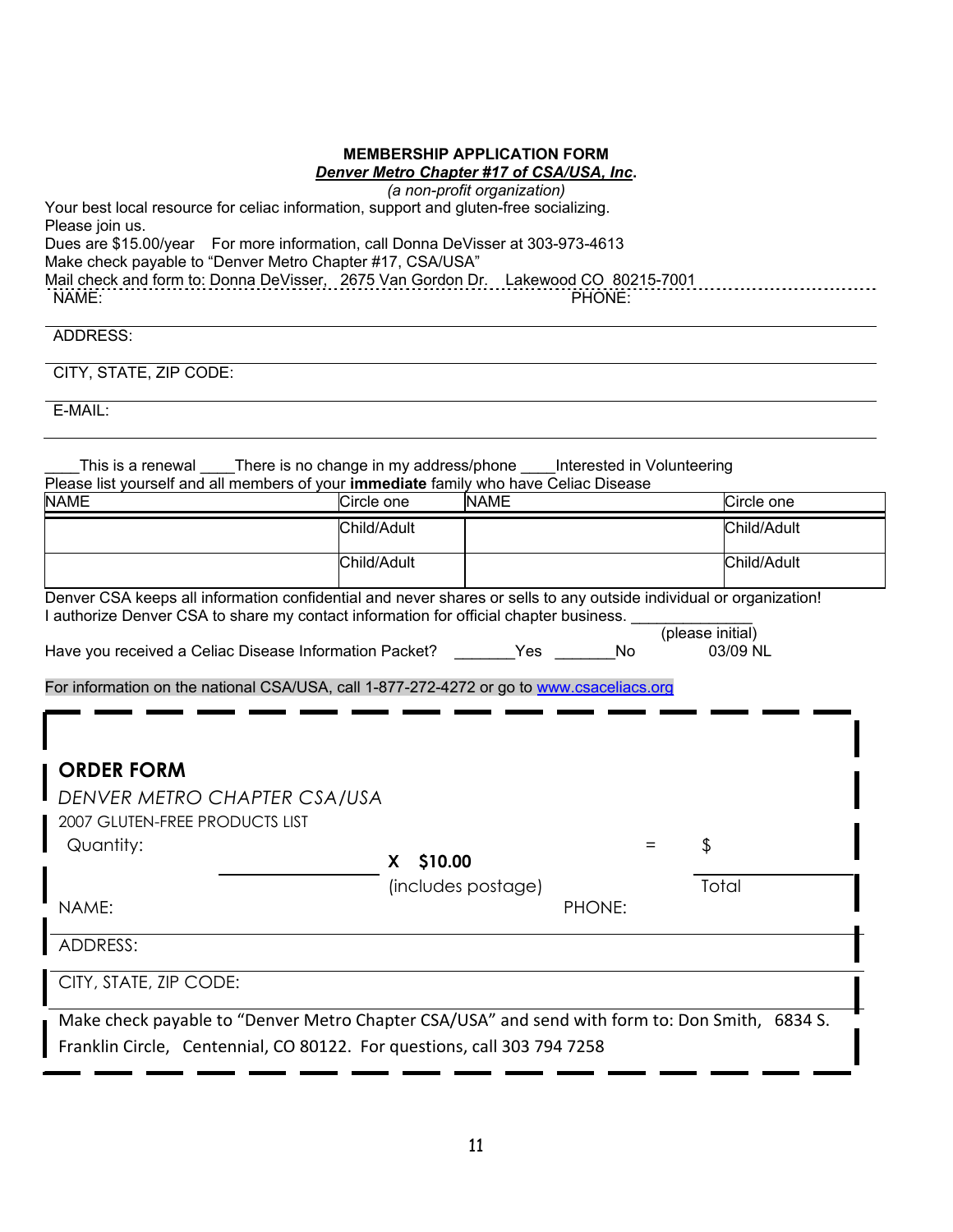**MEMBERSHIP APPLICATION FORM**

***Denver Metro Chapter #17 of CSA/USA, Inc*.**

*(a non-profit organization)*

Your best local resource for celiac information, support and gluten-free socializing.
Please join us.
Dues are $15.00/year For more information, call Donna DeVisser at 303-973-4613
Make check payable to "Denver Metro Chapter #17, CSA/USA"
Mail check and form to: Donna DeVisser, 2675 Van Gordon Dr. Lakewood CO 80215-7001

NAME: PHONE:

ADDRESS:

CITY, STATE, ZIP CODE:

E-MAIL:

____This is a renewal ____There is no change in my address/phone ____Interested in Volunteering

Please list yourself and all members of your **immediate** family who have Celiac Disease

| NAME | Circle one | NAME | Circle one |
| --- | --- | --- | --- |
| | Child/Adult | | Child/Adult |
| | Child/Adult | | Child/Adult |

Denver CSA keeps all information confidential and never shares or sells to any outside individual or organization!

I authorize Denver CSA to share my contact information for official chapter business. ______________
(please initial)

Have you received a Celiac Disease Information Packet? _______Yes _______No

03/09 NL

For information on the national CSA/USA, call 1-877-272-4272 or go to www.csaceliacs.org

## ORDER FORM

*DENVER METRO CHAPTER CSA/USA*

2007 GLUTEN-FREE PRODUCTS LIST

Quantity: ______________ **X $10.00** (includes postage) = $ ________ Total

NAME: PHONE:

ADDRESS:

CITY, STATE, ZIP CODE:

Make check payable to "Denver Metro Chapter CSA/USA" and send with form to: Don Smith, 6834 S. Franklin Circle, Centennial, CO 80122. For questions, call 303 794 7258